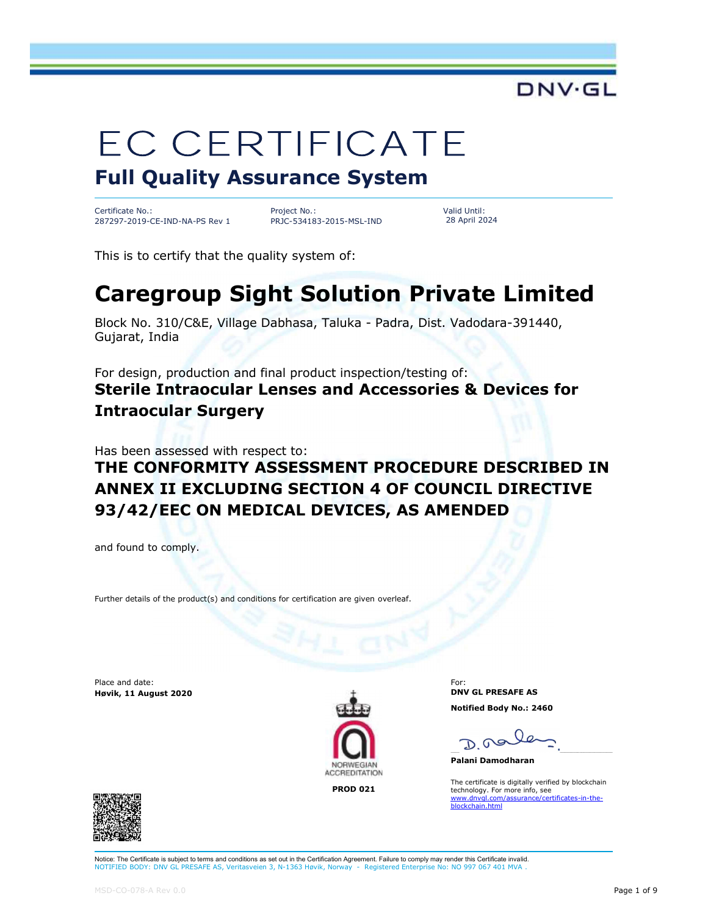DNV·GL

# EC CERTIFICATE

## Full Quality Assurance System

| Certificate No.: | Project No.: | Valid Until: |
|---|---|---|
| 287297-2019-CE-IND-NA-PS Rev 1 | PRJC-534183-2015-MSL-IND | 28 April 2024 |

This is to certify that the quality system of:

# Caregroup Sight Solution Private Limited

Block No. 310/C&E, Village Dabhasa, Taluka - Padra, Dist. Vadodara-391440, Gujarat, India

For design, production and final product inspection/testing of:

**Sterile Intraocular Lenses and Accessories & Devices for Intraocular Surgery**

Has been assessed with respect to:

**THE CONFORMITY ASSESSMENT PROCEDURE DESCRIBED IN ANNEX II EXCLUDING SECTION 4 OF COUNCIL DIRECTIVE 93/42/EEC ON MEDICAL DEVICES, AS AMENDED**

and found to comply.

Further details of the product(s) and conditions for certification are given overleaf.

Place and date:
**Høvik, 11 August 2020**

NORWEGIAN ACCREDITATION
**PROD 021**

For:
**DNV GL PRESAFE AS**

**Notified Body No.: 2460**

**Palani Damodharan**

The certificate is digitally verified by blockchain technology. For more info, see www.dnvgl.com/assurance/certificates-in-the-blockchain.html

Notice: The Certificate is subject to terms and conditions as set out in the Certification Agreement. Failure to comply may render this Certificate invalid.
NOTIFIED BODY: DNV GL PRESAFE AS, Veritasveien 3, N-1363 Høvik, Norway - Registered Enterprise No: NO 997 067 401 MVA .

MSD-CO-078-A Rev 0.0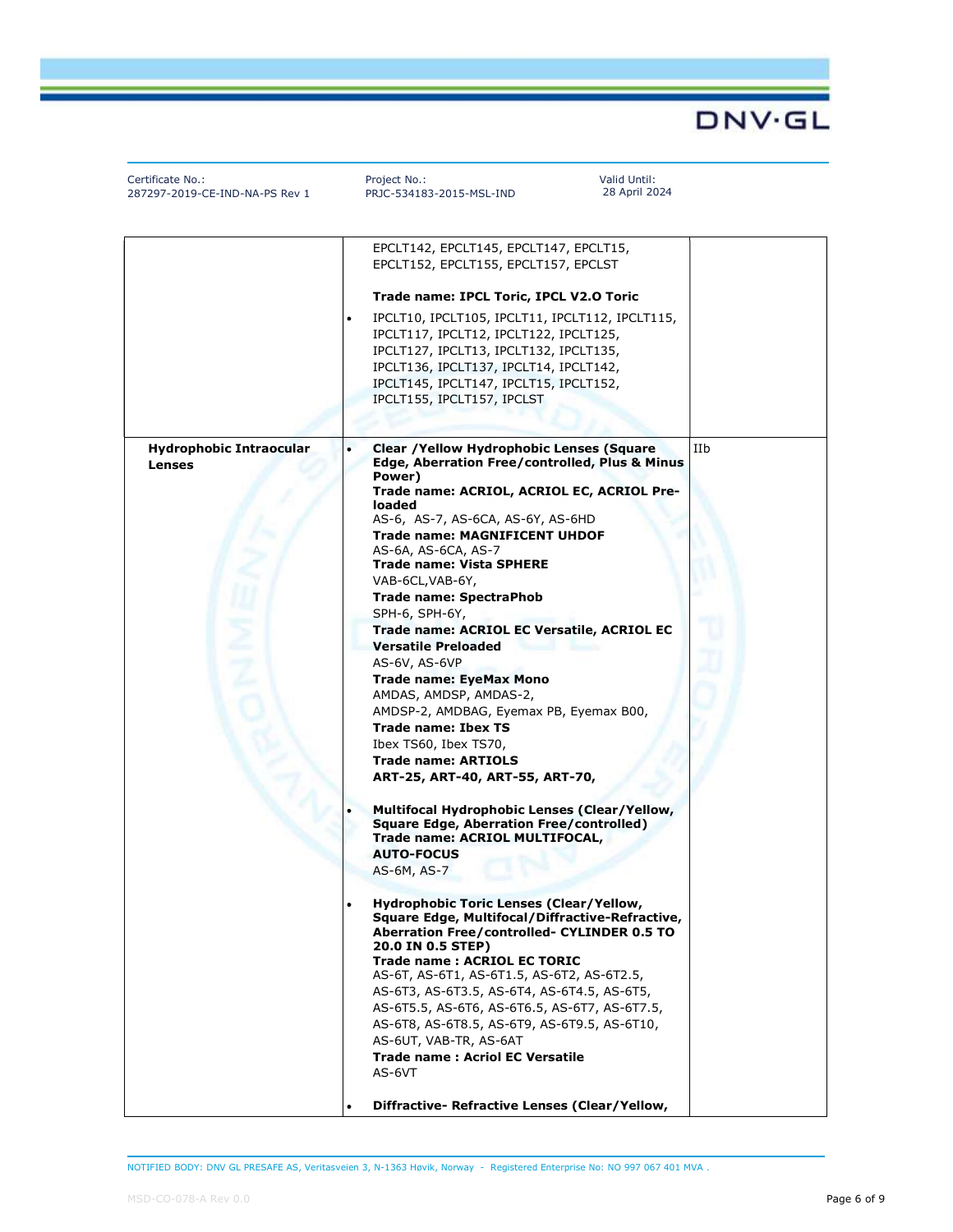| | | |
|---|---|---|
| | EPCLT142, EPCLT145, EPCLT147, EPCLT15, EPCLT152, EPCLT155, EPCLT157, EPCLST<br><br>**Trade name: IPCL Toric, IPCL V2.O Toric**<br><br>• IPCLT10, IPCLT105, IPCLT11, IPCLT112, IPCLT115, IPCLT117, IPCLT12, IPCLT122, IPCLT125, IPCLT127, IPCLT13, IPCLT132, IPCLT135, IPCLT136, IPCLT137, IPCLT14, IPCLT142, IPCLT145, IPCLT147, IPCLT15, IPCLT152, IPCLT155, IPCLT157, IPCLST | |
| **Hydrophobic Intraocular Lenses** | • **Clear /Yellow Hydrophobic Lenses (Square Edge, Aberration Free/controlled, Plus & Minus Power)**<br>**Trade name: ACRIOL, ACRIOL EC, ACRIOL Pre-loaded**<br>AS-6, AS-7, AS-6CA, AS-6Y, AS-6HD<br>**Trade name: MAGNIFICENT UHDOF**<br>AS-6A, AS-6CA, AS-7<br>**Trade name: Vista SPHERE**<br>VAB-6CL,VAB-6Y,<br>**Trade name: SpectraPhob**<br>SPH-6, SPH-6Y,<br>**Trade name: ACRIOL EC Versatile, ACRIOL EC Versatile Preloaded**<br>AS-6V, AS-6VP<br>**Trade name: EyeMax Mono**<br>AMDAS, AMDSP, AMDAS-2, AMDSP-2, AMDBAG, Eyemax PB, Eyemax B00,<br>**Trade name: Ibex TS**<br>Ibex TS60, Ibex TS70,<br>**Trade name: ARTIOLS**<br>**ART-25, ART-40, ART-55, ART-70,**<br><br>• **Multifocal Hydrophobic Lenses (Clear/Yellow, Square Edge, Aberration Free/controlled)**<br>**Trade name: ACRIOL MULTIFOCAL, AUTO-FOCUS**<br>AS-6M, AS-7<br><br>• **Hydrophobic Toric Lenses (Clear/Yellow, Square Edge, Multifocal/Diffractive-Refractive, Aberration Free/controlled- CYLINDER 0.5 TO 20.0 IN 0.5 STEP)**<br>**Trade name : ACRIOL EC TORIC**<br>AS-6T, AS-6T1, AS-6T1.5, AS-6T2, AS-6T2.5, AS-6T3, AS-6T3.5, AS-6T4, AS-6T4.5, AS-6T5, AS-6T5.5, AS-6T6, AS-6T6.5, AS-6T7, AS-6T7.5, AS-6T8, AS-6T8.5, AS-6T9, AS-6T9.5, AS-6T10, AS-6UT, VAB-TR, AS-6AT<br>**Trade name : Acriol EC Versatile**<br>AS-6VT<br><br>• **Diffractive- Refractive Lenses (Clear/Yellow,** | IIb |